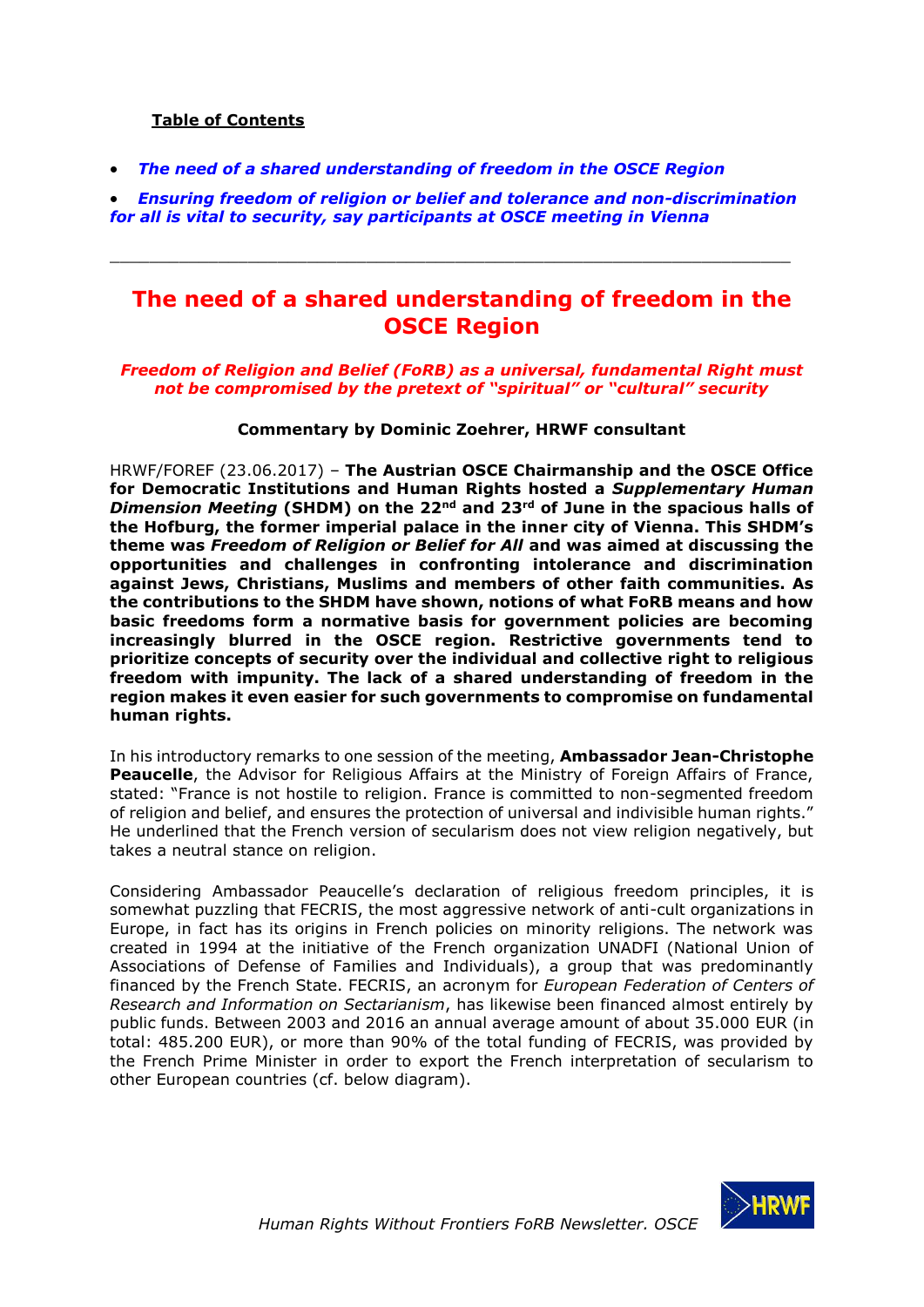**Table of Contents**

- *The need of a shared understanding of freedom in the OSCE Region*
- *Ensuring freedom of religion or belief and tolerance and non-discrimination for all is vital to security, say participants at OSCE meeting in Vienna*

---

# The need of a shared understanding of freedom in the OSCE Region

***Freedom of Religion and Belief (FoRB) as a universal, fundamental Right must not be compromised by the pretext of "spiritual" or "cultural" security***

**Commentary by Dominic Zoehrer, HRWF consultant**

HRWF/FOREF (23.06.2017) – **The Austrian OSCE Chairmanship and the OSCE Office for Democratic Institutions and Human Rights hosted a *Supplementary Human Dimension Meeting* (SHDM) on the 22nd and 23rd of June in the spacious halls of the Hofburg, the former imperial palace in the inner city of Vienna. This SHDM's theme was *Freedom of Religion or Belief for All* and was aimed at discussing the opportunities and challenges in confronting intolerance and discrimination against Jews, Christians, Muslims and members of other faith communities. As the contributions to the SHDM have shown, notions of what FoRB means and how basic freedoms form a normative basis for government policies are becoming increasingly blurred in the OSCE region. Restrictive governments tend to prioritize concepts of security over the individual and collective right to religious freedom with impunity. The lack of a shared understanding of freedom in the region makes it even easier for such governments to compromise on fundamental human rights.**

In his introductory remarks to one session of the meeting, **Ambassador Jean-Christophe Peaucelle**, the Advisor for Religious Affairs at the Ministry of Foreign Affairs of France, stated: "France is not hostile to religion. France is committed to non-segmented freedom of religion and belief, and ensures the protection of universal and indivisible human rights." He underlined that the French version of secularism does not view religion negatively, but takes a neutral stance on religion.

Considering Ambassador Peaucelle's declaration of religious freedom principles, it is somewhat puzzling that FECRIS, the most aggressive network of anti-cult organizations in Europe, in fact has its origins in French policies on minority religions. The network was created in 1994 at the initiative of the French organization UNADFI (National Union of Associations of Defense of Families and Individuals), a group that was predominantly financed by the French State. FECRIS, an acronym for *European Federation of Centers of Research and Information on Sectarianism*, has likewise been financed almost entirely by public funds. Between 2003 and 2016 an annual average amount of about 35.000 EUR (in total: 485.200 EUR), or more than 90% of the total funding of FECRIS, was provided by the French Prime Minister in order to export the French interpretation of secularism to other European countries (cf. below diagram).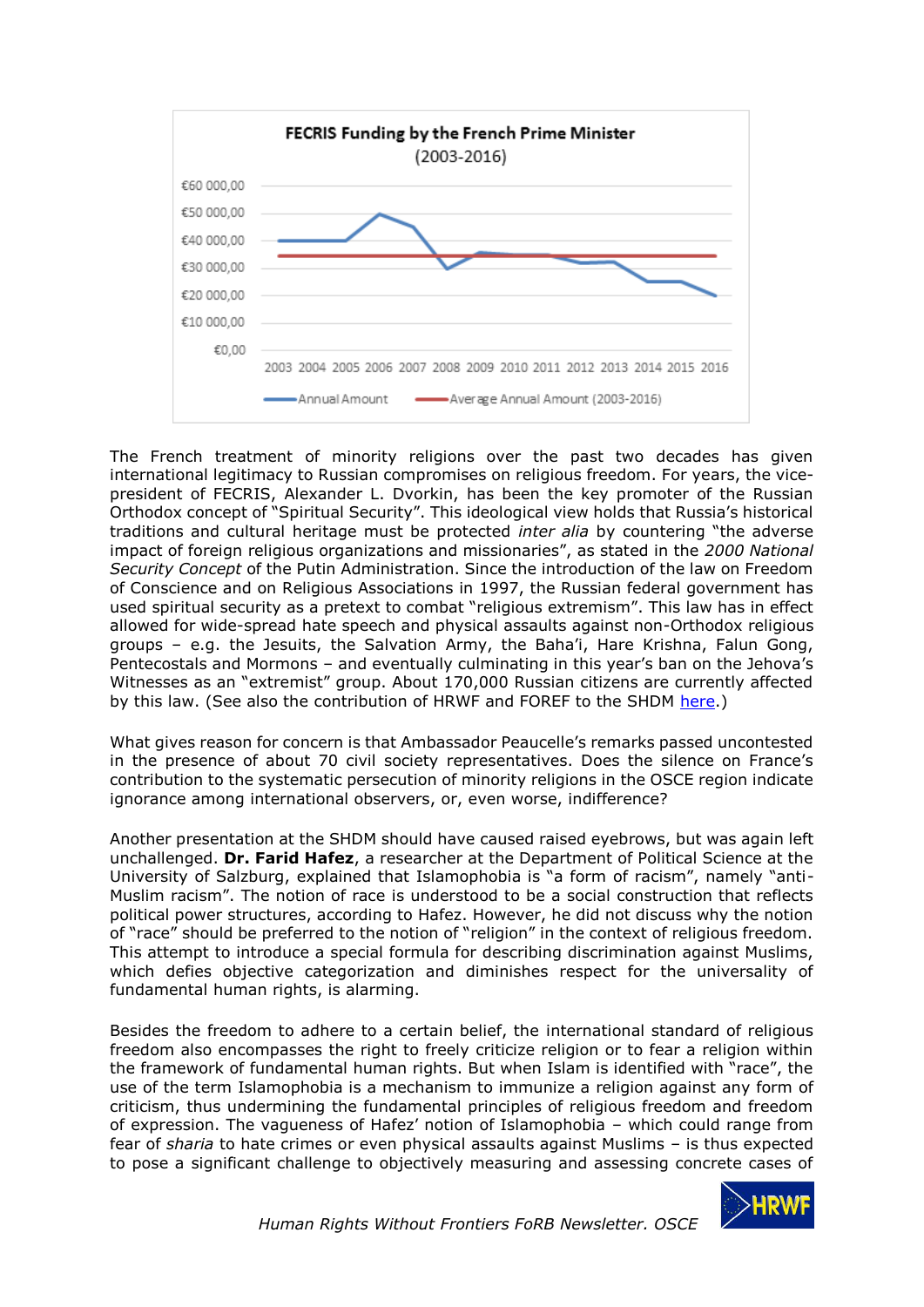**FECRIS Funding by the French Prime Minister**
(2003-2016)

The French treatment of minority religions over the past two decades has given international legitimacy to Russian compromises on religious freedom. For years, the vice-president of FECRIS, Alexander L. Dvorkin, has been the key promoter of the Russian Orthodox concept of "Spiritual Security". This ideological view holds that Russia's historical traditions and cultural heritage must be protected *inter alia* by countering "the adverse impact of foreign religious organizations and missionaries", as stated in the *2000 National Security Concept* of the Putin Administration. Since the introduction of the law on Freedom of Conscience and on Religious Associations in 1997, the Russian federal government has used spiritual security as a pretext to combat "religious extremism". This law has in effect allowed for wide-spread hate speech and physical assaults against non-Orthodox religious groups – e.g. the Jesuits, the Salvation Army, the Baha'i, Hare Krishna, Falun Gong, Pentecostals and Mormons – and eventually culminating in this year's ban on the Jehova's Witnesses as an "extremist" group. About 170,000 Russian citizens are currently affected by this law. (See also the contribution of HRWF and FOREF to the SHDM [here](here).)

What gives reason for concern is that Ambassador Peaucelle's remarks passed uncontested in the presence of about 70 civil society representatives. Does the silence on France's contribution to the systematic persecution of minority religions in the OSCE region indicate ignorance among international observers, or, even worse, indifference?

Another presentation at the SHDM should have caused raised eyebrows, but was again left unchallenged. **Dr. Farid Hafez**, a researcher at the Department of Political Science at the University of Salzburg, explained that Islamophobia is "a form of racism", namely "anti-Muslim racism". The notion of race is understood to be a social construction that reflects political power structures, according to Hafez. However, he did not discuss why the notion of "race" should be preferred to the notion of "religion" in the context of religious freedom. This attempt to introduce a special formula for describing discrimination against Muslims, which defies objective categorization and diminishes respect for the universality of fundamental human rights, is alarming.

Besides the freedom to adhere to a certain belief, the international standard of religious freedom also encompasses the right to freely criticize religion or to fear a religion within the framework of fundamental human rights. But when Islam is identified with "race", the use of the term Islamophobia is a mechanism to immunize a religion against any form of criticism, thus undermining the fundamental principles of religious freedom and freedom of expression. The vagueness of Hafez' notion of Islamophobia – which could range from fear of *sharia* to hate crimes or even physical assaults against Muslims – is thus expected to pose a significant challenge to objectively measuring and assessing concrete cases of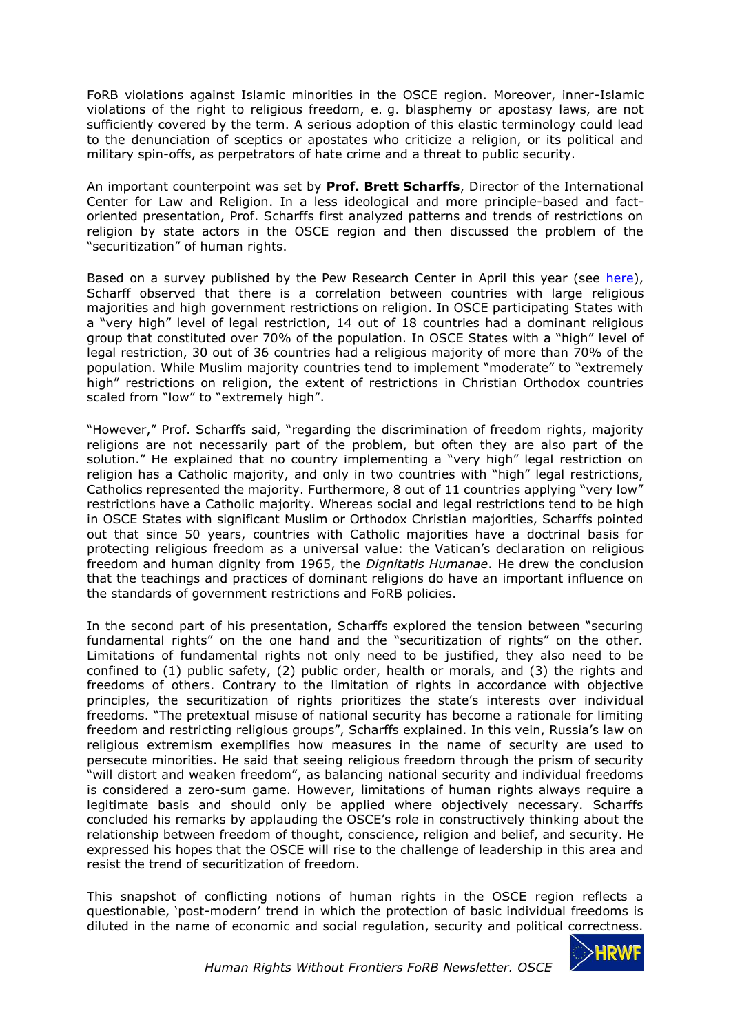FoRB violations against Islamic minorities in the OSCE region. Moreover, inner-Islamic violations of the right to religious freedom, e. g. blasphemy or apostasy laws, are not sufficiently covered by the term. A serious adoption of this elastic terminology could lead to the denunciation of sceptics or apostates who criticize a religion, or its political and military spin-offs, as perpetrators of hate crime and a threat to public security.

An important counterpoint was set by **Prof. Brett Scharffs**, Director of the International Center for Law and Religion. In a less ideological and more principle-based and fact-oriented presentation, Prof. Scharffs first analyzed patterns and trends of restrictions on religion by state actors in the OSCE region and then discussed the problem of the "securitization" of human rights.

Based on a survey published by the Pew Research Center in April this year (see here), Scharff observed that there is a correlation between countries with large religious majorities and high government restrictions on religion. In OSCE participating States with a "very high" level of legal restriction, 14 out of 18 countries had a dominant religious group that constituted over 70% of the population. In OSCE States with a "high" level of legal restriction, 30 out of 36 countries had a religious majority of more than 70% of the population. While Muslim majority countries tend to implement "moderate" to "extremely high" restrictions on religion, the extent of restrictions in Christian Orthodox countries scaled from "low" to "extremely high".

"However," Prof. Scharffs said, "regarding the discrimination of freedom rights, majority religions are not necessarily part of the problem, but often they are also part of the solution." He explained that no country implementing a "very high" legal restriction on religion has a Catholic majority, and only in two countries with "high" legal restrictions, Catholics represented the majority. Furthermore, 8 out of 11 countries applying "very low" restrictions have a Catholic majority. Whereas social and legal restrictions tend to be high in OSCE States with significant Muslim or Orthodox Christian majorities, Scharffs pointed out that since 50 years, countries with Catholic majorities have a doctrinal basis for protecting religious freedom as a universal value: the Vatican's declaration on religious freedom and human dignity from 1965, the *Dignitatis Humanae*. He drew the conclusion that the teachings and practices of dominant religions do have an important influence on the standards of government restrictions and FoRB policies.

In the second part of his presentation, Scharffs explored the tension between "securing fundamental rights" on the one hand and the "securitization of rights" on the other. Limitations of fundamental rights not only need to be justified, they also need to be confined to (1) public safety, (2) public order, health or morals, and (3) the rights and freedoms of others. Contrary to the limitation of rights in accordance with objective principles, the securitization of rights prioritizes the state's interests over individual freedoms. "The pretextual misuse of national security has become a rationale for limiting freedom and restricting religious groups", Scharffs explained. In this vein, Russia's law on religious extremism exemplifies how measures in the name of security are used to persecute minorities. He said that seeing religious freedom through the prism of security "will distort and weaken freedom", as balancing national security and individual freedoms is considered a zero-sum game. However, limitations of human rights always require a legitimate basis and should only be applied where objectively necessary. Scharffs concluded his remarks by applauding the OSCE's role in constructively thinking about the relationship between freedom of thought, conscience, religion and belief, and security. He expressed his hopes that the OSCE will rise to the challenge of leadership in this area and resist the trend of securitization of freedom.

This snapshot of conflicting notions of human rights in the OSCE region reflects a questionable, 'post-modern' trend in which the protection of basic individual freedoms is diluted in the name of economic and social regulation, security and political correctness.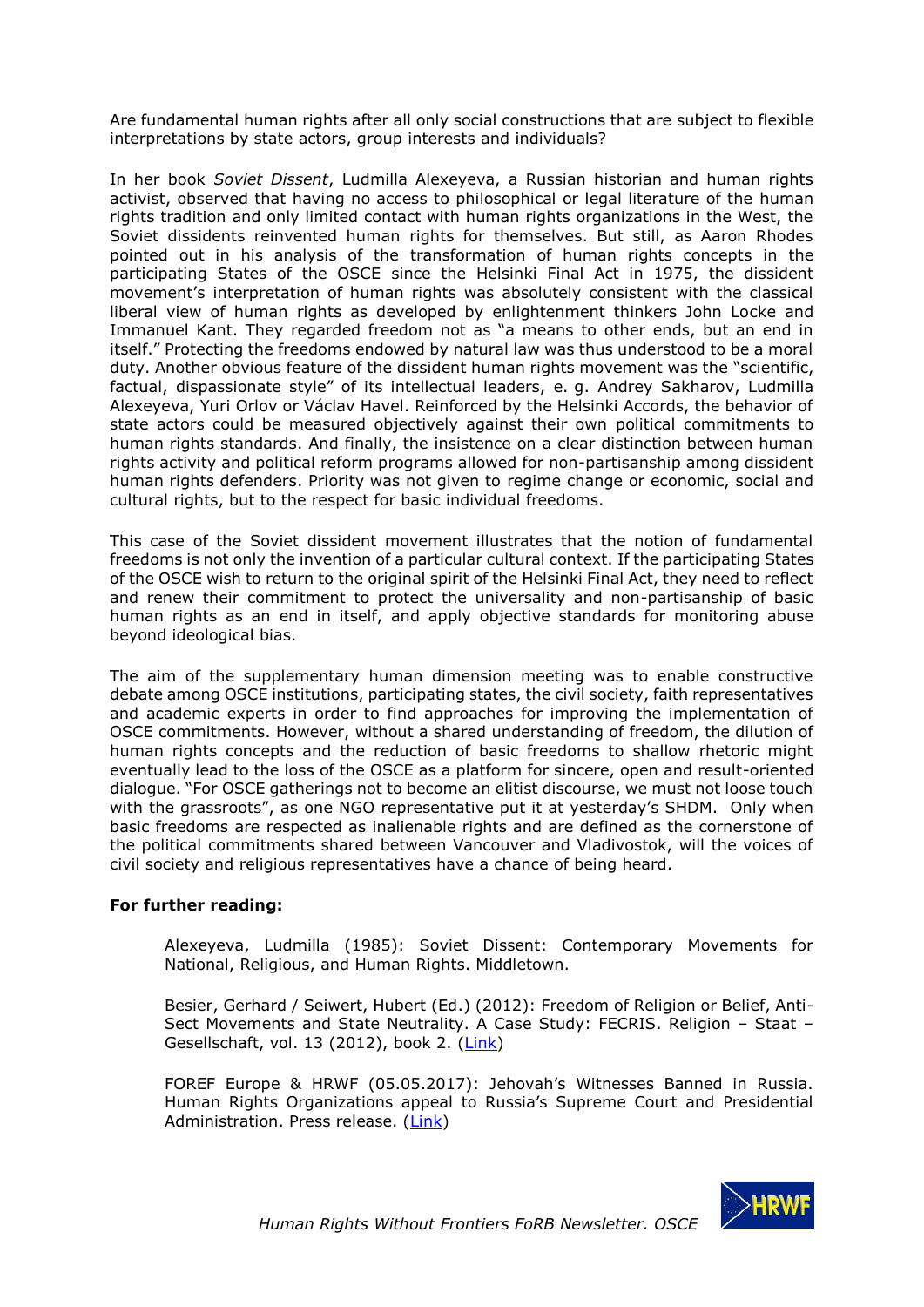Are fundamental human rights after all only social constructions that are subject to flexible interpretations by state actors, group interests and individuals?

In her book *Soviet Dissent*, Ludmilla Alexeyeva, a Russian historian and human rights activist, observed that having no access to philosophical or legal literature of the human rights tradition and only limited contact with human rights organizations in the West, the Soviet dissidents reinvented human rights for themselves. But still, as Aaron Rhodes pointed out in his analysis of the transformation of human rights concepts in the participating States of the OSCE since the Helsinki Final Act in 1975, the dissident movement's interpretation of human rights was absolutely consistent with the classical liberal view of human rights as developed by enlightenment thinkers John Locke and Immanuel Kant. They regarded freedom not as "a means to other ends, but an end in itself." Protecting the freedoms endowed by natural law was thus understood to be a moral duty. Another obvious feature of the dissident human rights movement was the "scientific, factual, dispassionate style" of its intellectual leaders, e. g. Andrey Sakharov, Ludmilla Alexeyeva, Yuri Orlov or Václav Havel. Reinforced by the Helsinki Accords, the behavior of state actors could be measured objectively against their own political commitments to human rights standards. And finally, the insistence on a clear distinction between human rights activity and political reform programs allowed for non-partisanship among dissident human rights defenders. Priority was not given to regime change or economic, social and cultural rights, but to the respect for basic individual freedoms.

This case of the Soviet dissident movement illustrates that the notion of fundamental freedoms is not only the invention of a particular cultural context. If the participating States of the OSCE wish to return to the original spirit of the Helsinki Final Act, they need to reflect and renew their commitment to protect the universality and non-partisanship of basic human rights as an end in itself, and apply objective standards for monitoring abuse beyond ideological bias.

The aim of the supplementary human dimension meeting was to enable constructive debate among OSCE institutions, participating states, the civil society, faith representatives and academic experts in order to find approaches for improving the implementation of OSCE commitments. However, without a shared understanding of freedom, the dilution of human rights concepts and the reduction of basic freedoms to shallow rhetoric might eventually lead to the loss of the OSCE as a platform for sincere, open and result-oriented dialogue. "For OSCE gatherings not to become an elitist discourse, we must not loose touch with the grassroots", as one NGO representative put it at yesterday's SHDM. Only when basic freedoms are respected as inalienable rights and are defined as the cornerstone of the political commitments shared between Vancouver and Vladivostok, will the voices of civil society and religious representatives have a chance of being heard.

**For further reading:**

Alexeyeva, Ludmilla (1985): Soviet Dissent: Contemporary Movements for National, Religious, and Human Rights. Middletown.

Besier, Gerhard / Seiwert, Hubert (Ed.) (2012): Freedom of Religion or Belief, Anti-Sect Movements and State Neutrality. A Case Study: FECRIS. Religion – Staat – Gesellschaft, vol. 13 (2012), book 2. (Link)

FOREF Europe & HRWF (05.05.2017): Jehovah's Witnesses Banned in Russia. Human Rights Organizations appeal to Russia's Supreme Court and Presidential Administration. Press release. (Link)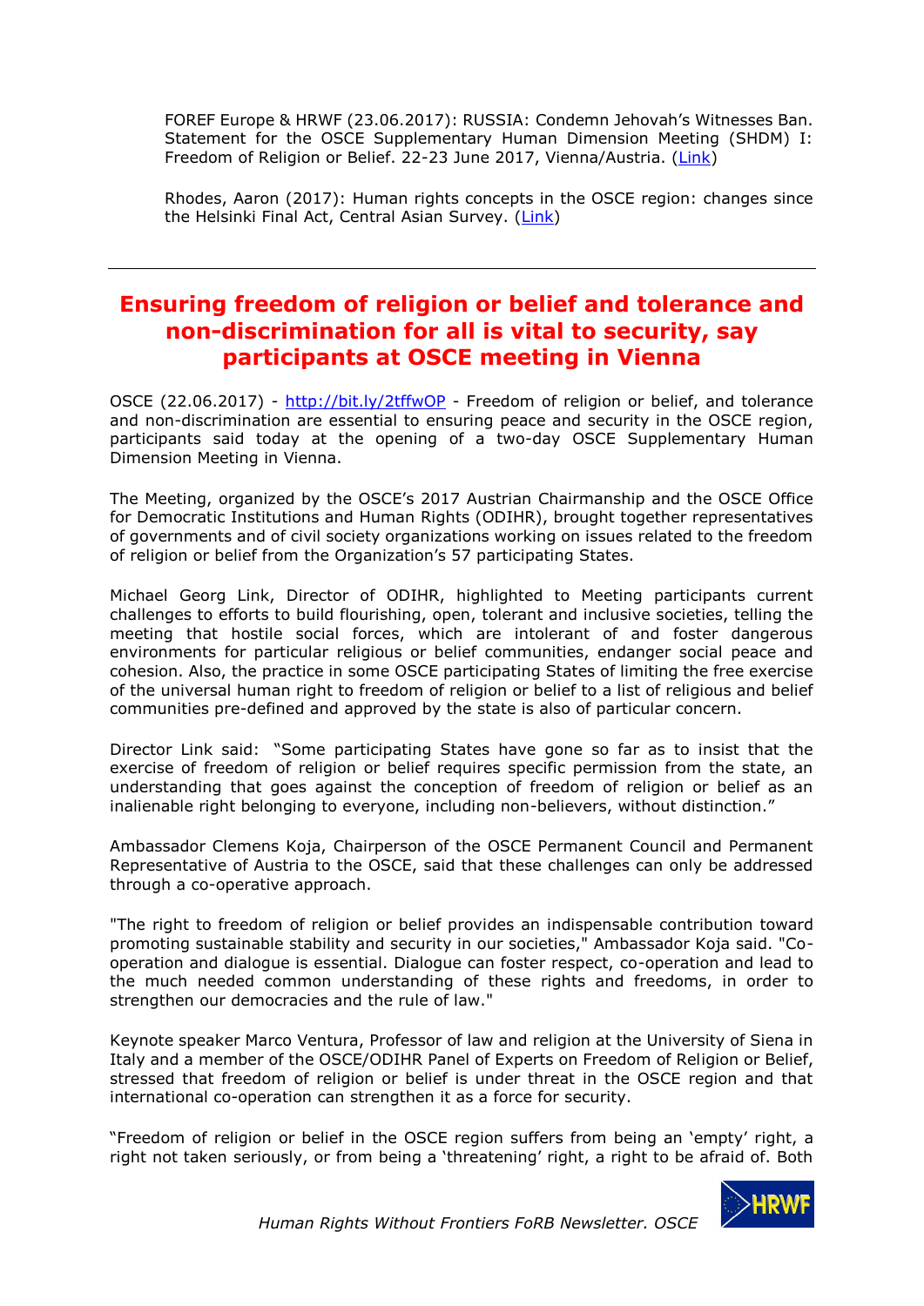FOREF Europe & HRWF (23.06.2017): RUSSIA: Condemn Jehovah's Witnesses Ban. Statement for the OSCE Supplementary Human Dimension Meeting (SHDM) I: Freedom of Religion or Belief. 22-23 June 2017, Vienna/Austria. (Link)

Rhodes, Aaron (2017): Human rights concepts in the OSCE region: changes since the Helsinki Final Act, Central Asian Survey. (Link)

---

## Ensuring freedom of religion or belief and tolerance and non-discrimination for all is vital to security, say participants at OSCE meeting in Vienna

OSCE (22.06.2017) - http://bit.ly/2tffwOP - Freedom of religion or belief, and tolerance and non-discrimination are essential to ensuring peace and security in the OSCE region, participants said today at the opening of a two-day OSCE Supplementary Human Dimension Meeting in Vienna.

The Meeting, organized by the OSCE's 2017 Austrian Chairmanship and the OSCE Office for Democratic Institutions and Human Rights (ODIHR), brought together representatives of governments and of civil society organizations working on issues related to the freedom of religion or belief from the Organization's 57 participating States.

Michael Georg Link, Director of ODIHR, highlighted to Meeting participants current challenges to efforts to build flourishing, open, tolerant and inclusive societies, telling the meeting that hostile social forces, which are intolerant of and foster dangerous environments for particular religious or belief communities, endanger social peace and cohesion. Also, the practice in some OSCE participating States of limiting the free exercise of the universal human right to freedom of religion or belief to a list of religious and belief communities pre-defined and approved by the state is also of particular concern.

Director Link said: "Some participating States have gone so far as to insist that the exercise of freedom of religion or belief requires specific permission from the state, an understanding that goes against the conception of freedom of religion or belief as an inalienable right belonging to everyone, including non-believers, without distinction."

Ambassador Clemens Koja, Chairperson of the OSCE Permanent Council and Permanent Representative of Austria to the OSCE, said that these challenges can only be addressed through a co-operative approach.

"The right to freedom of religion or belief provides an indispensable contribution toward promoting sustainable stability and security in our societies," Ambassador Koja said. "Co-operation and dialogue is essential. Dialogue can foster respect, co-operation and lead to the much needed common understanding of these rights and freedoms, in order to strengthen our democracies and the rule of law."

Keynote speaker Marco Ventura, Professor of law and religion at the University of Siena in Italy and a member of the OSCE/ODIHR Panel of Experts on Freedom of Religion or Belief, stressed that freedom of religion or belief is under threat in the OSCE region and that international co-operation can strengthen it as a force for security.

"Freedom of religion or belief in the OSCE region suffers from being an 'empty' right, a right not taken seriously, or from being a 'threatening' right, a right to be afraid of. Both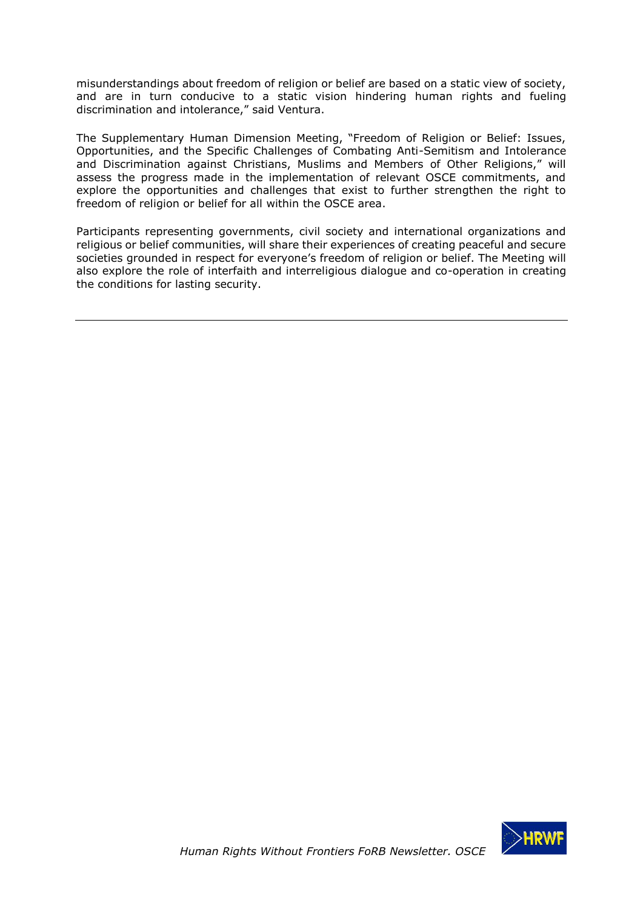misunderstandings about freedom of religion or belief are based on a static view of society, and are in turn conducive to a static vision hindering human rights and fueling discrimination and intolerance," said Ventura.

The Supplementary Human Dimension Meeting, "Freedom of Religion or Belief: Issues, Opportunities, and the Specific Challenges of Combating Anti-Semitism and Intolerance and Discrimination against Christians, Muslims and Members of Other Religions," will assess the progress made in the implementation of relevant OSCE commitments, and explore the opportunities and challenges that exist to further strengthen the right to freedom of religion or belief for all within the OSCE area.

Participants representing governments, civil society and international organizations and religious or belief communities, will share their experiences of creating peaceful and secure societies grounded in respect for everyone's freedom of religion or belief. The Meeting will also explore the role of interfaith and interreligious dialogue and co-operation in creating the conditions for lasting security.

---